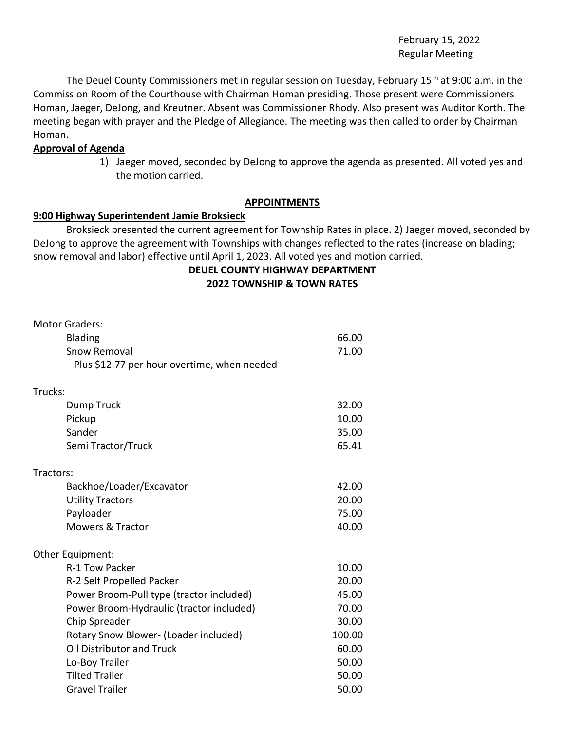February 15, 2022
Regular Meeting

The Deuel County Commissioners met in regular session on Tuesday, February 15th at 9:00 a.m. in the Commission Room of the Courthouse with Chairman Homan presiding. Those present were Commissioners Homan, Jaeger, DeJong, and Kreutner. Absent was Commissioner Rhody. Also present was Auditor Korth. The meeting began with prayer and the Pledge of Allegiance. The meeting was then called to order by Chairman Homan.

**Approval of Agenda**

1) Jaeger moved, seconded by DeJong to approve the agenda as presented. All voted yes and the motion carried.

**APPOINTMENTS**

**9:00 Highway Superintendent Jamie Broksieck**

Broksieck presented the current agreement for Township Rates in place. 2) Jaeger moved, seconded by DeJong to approve the agreement with Townships with changes reflected to the rates (increase on blading; snow removal and labor) effective until April 1, 2023. All voted yes and motion carried.

**DEUEL COUNTY HIGHWAY DEPARTMENT**
**2022 TOWNSHIP & TOWN RATES**

| Item | Rate |
|---|---|
| **Motor Graders:** | |
| Blading | 66.00 |
| Snow Removal | 71.00 |
| Plus $12.77 per hour overtime, when needed | |
| **Trucks:** | |
| Dump Truck | 32.00 |
| Pickup | 10.00 |
| Sander | 35.00 |
| Semi Tractor/Truck | 65.41 |
| **Tractors:** | |
| Backhoe/Loader/Excavator | 42.00 |
| Utility Tractors | 20.00 |
| Payloader | 75.00 |
| Mowers & Tractor | 40.00 |
| **Other Equipment:** | |
| R-1 Tow Packer | 10.00 |
| R-2 Self Propelled Packer | 20.00 |
| Power Broom-Pull type (tractor included) | 45.00 |
| Power Broom-Hydraulic (tractor included) | 70.00 |
| Chip Spreader | 30.00 |
| Rotary Snow Blower- (Loader included) | 100.00 |
| Oil Distributor and Truck | 60.00 |
| Lo-Boy Trailer | 50.00 |
| Tilted Trailer | 50.00 |
| Gravel Trailer | 50.00 |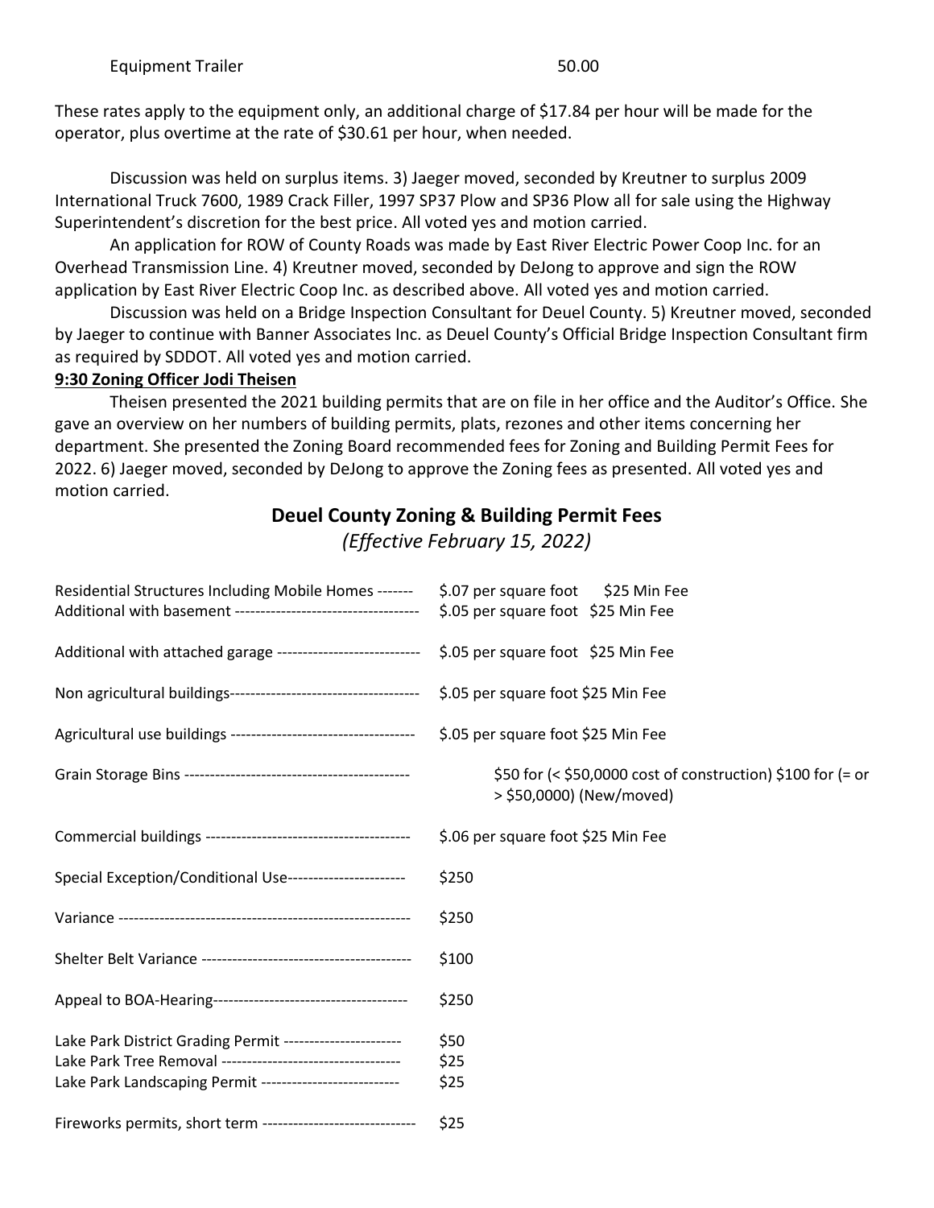| Equipment Trailer | 50.00 |
|---|---|

These rates apply to the equipment only, an additional charge of $17.84 per hour will be made for the operator, plus overtime at the rate of $30.61 per hour, when needed.

Discussion was held on surplus items. 3) Jaeger moved, seconded by Kreutner to surplus 2009 International Truck 7600, 1989 Crack Filler, 1997 SP37 Plow and SP36 Plow all for sale using the Highway Superintendent's discretion for the best price. All voted yes and motion carried.

An application for ROW of County Roads was made by East River Electric Power Coop Inc. for an Overhead Transmission Line. 4) Kreutner moved, seconded by DeJong to approve and sign the ROW application by East River Electric Coop Inc. as described above. All voted yes and motion carried.

Discussion was held on a Bridge Inspection Consultant for Deuel County. 5) Kreutner moved, seconded by Jaeger to continue with Banner Associates Inc. as Deuel County's Official Bridge Inspection Consultant firm as required by SDDOT. All voted yes and motion carried.

**9:30 Zoning Officer Jodi Theisen**

Theisen presented the 2021 building permits that are on file in her office and the Auditor's Office. She gave an overview on her numbers of building permits, plats, rezones and other items concerning her department. She presented the Zoning Board recommended fees for Zoning and Building Permit Fees for 2022. 6) Jaeger moved, seconded by DeJong to approve the Zoning fees as presented. All voted yes and motion carried.

## Deuel County Zoning & Building Permit Fees

*(Effective February 15, 2022)*

| Item | Fee |
|---|---|
| Residential Structures Including Mobile Homes ------- | $.07 per square foot $25 Min Fee |
| Additional with basement ----------------------------------- | $.05 per square foot $25 Min Fee |
| Additional with attached garage ---------------------------- | $.05 per square foot $25 Min Fee |
| Non agricultural buildings------------------------------------ | $.05 per square foot $25 Min Fee |
| Agricultural use buildings ----------------------------------- | $.05 per square foot $25 Min Fee |
| Grain Storage Bins ------------------------------------------- | $50 for (< $50,0000 cost of construction) $100 for (= or > $50,0000) (New/moved) |
| Commercial buildings --------------------------------------- | $.06 per square foot $25 Min Fee |
| Special Exception/Conditional Use----------------------- | $250 |
| Variance ------------------------------------------------------- | $250 |
| Shelter Belt Variance ---------------------------------------- | $100 |
| Appeal to BOA-Hearing-------------------------------------- | $250 |
| Lake Park District Grading Permit ----------------------- | $50 |
| Lake Park Tree Removal ----------------------------------- | $25 |
| Lake Park Landscaping Permit --------------------------- | $25 |
| Fireworks permits, short term ----------------------------- | $25 |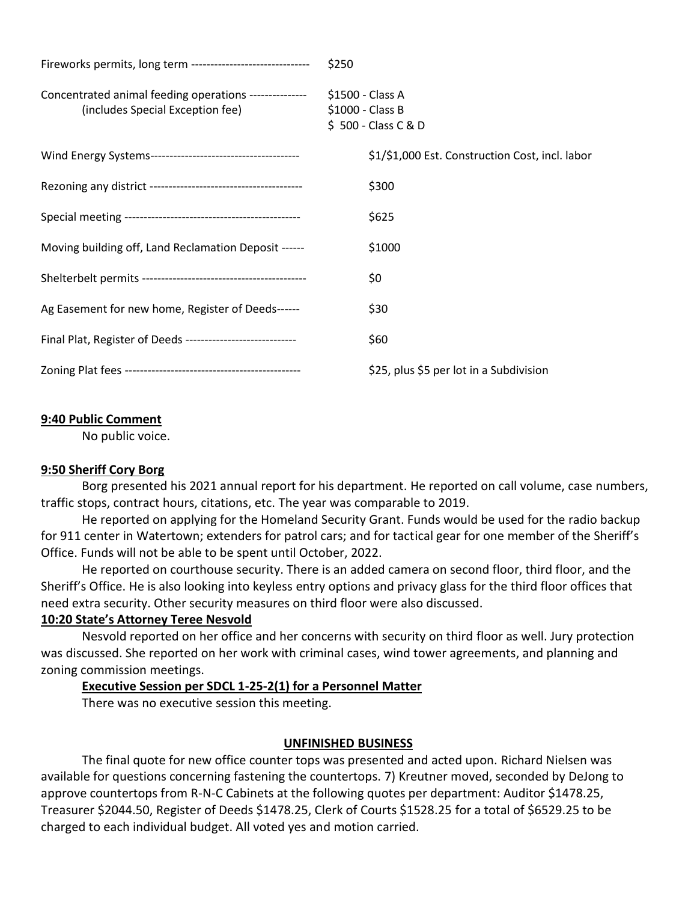| | |
|---|---|
| Fireworks permits, long term | $250 |
| Concentrated animal feeding operations (includes Special Exception fee) | $1500 - Class A<br>$1000 - Class B<br>$ 500 - Class C & D |
| Wind Energy Systems | $1/$1,000 Est. Construction Cost, incl. labor |
| Rezoning any district | $300 |
| Special meeting | $625 |
| Moving building off, Land Reclamation Deposit | $1000 |
| Shelterbelt permits | $0 |
| Ag Easement for new home, Register of Deeds | $30 |
| Final Plat, Register of Deeds | $60 |
| Zoning Plat fees | $25, plus $5 per lot in a Subdivision |

**9:40 Public Comment**

No public voice.

**9:50 Sheriff Cory Borg**

Borg presented his 2021 annual report for his department. He reported on call volume, case numbers, traffic stops, contract hours, citations, etc. The year was comparable to 2019.

He reported on applying for the Homeland Security Grant. Funds would be used for the radio backup for 911 center in Watertown; extenders for patrol cars; and for tactical gear for one member of the Sheriff's Office. Funds will not be able to be spent until October, 2022.

He reported on courthouse security. There is an added camera on second floor, third floor, and the Sheriff's Office. He is also looking into keyless entry options and privacy glass for the third floor offices that need extra security. Other security measures on third floor were also discussed.

**10:20 State's Attorney Teree Nesvold**

Nesvold reported on her office and her concerns with security on third floor as well. Jury protection was discussed. She reported on her work with criminal cases, wind tower agreements, and planning and zoning commission meetings.

**Executive Session per SDCL 1-25-2(1) for a Personnel Matter**

There was no executive session this meeting.

**UNFINISHED BUSINESS**

The final quote for new office counter tops was presented and acted upon. Richard Nielsen was available for questions concerning fastening the countertops. 7) Kreutner moved, seconded by DeJong to approve countertops from R-N-C Cabinets at the following quotes per department: Auditor $1478.25, Treasurer $2044.50, Register of Deeds $1478.25, Clerk of Courts $1528.25 for a total of $6529.25 to be charged to each individual budget. All voted yes and motion carried.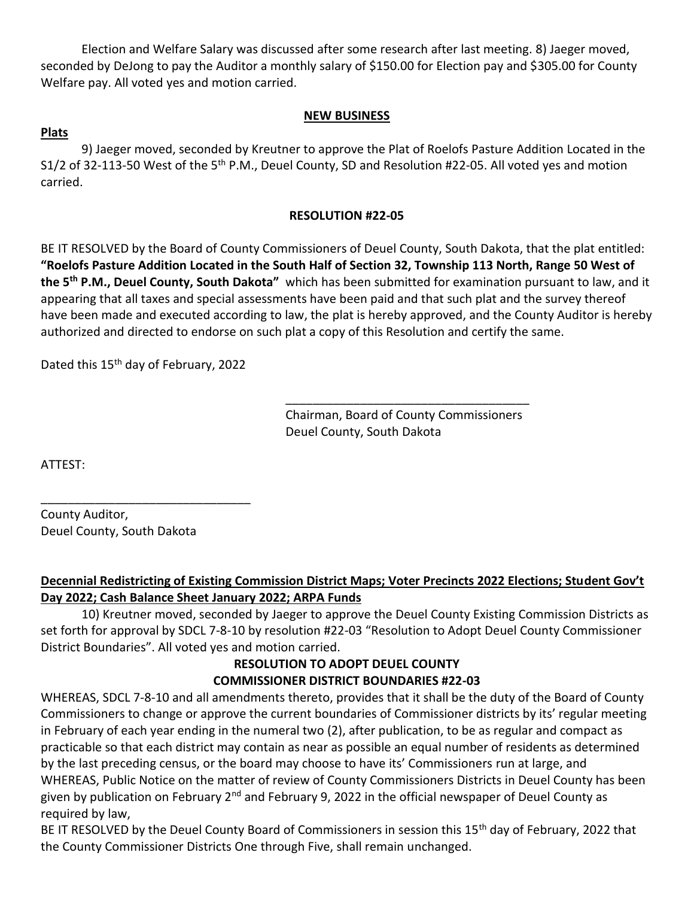Election and Welfare Salary was discussed after some research after last meeting. 8) Jaeger moved, seconded by DeJong to pay the Auditor a monthly salary of $150.00 for Election pay and $305.00 for County Welfare pay. All voted yes and motion carried.

## NEW BUSINESS

**Plats**

9) Jaeger moved, seconded by Kreutner to approve the Plat of Roelofs Pasture Addition Located in the S1/2 of 32-113-50 West of the 5th P.M., Deuel County, SD and Resolution #22-05. All voted yes and motion carried.

### RESOLUTION #22-05

BE IT RESOLVED by the Board of County Commissioners of Deuel County, South Dakota, that the plat entitled: **"Roelofs Pasture Addition Located in the South Half of Section 32, Township 113 North, Range 50 West of the 5th P.M., Deuel County, South Dakota"** which has been submitted for examination pursuant to law, and it appearing that all taxes and special assessments have been paid and that such plat and the survey thereof have been made and executed according to law, the plat is hereby approved, and the County Auditor is hereby authorized and directed to endorse on such plat a copy of this Resolution and certify the same.

Dated this 15th day of February, 2022

\_\_\_\_\_\_\_\_\_\_\_\_\_\_\_\_\_\_\_\_\_\_\_\_\_\_\_\_\_\_\_\_\_\_\_\_
Chairman, Board of County Commissioners
Deuel County, South Dakota

ATTEST:

\_\_\_\_\_\_\_\_\_\_\_\_\_\_\_\_\_\_\_\_\_\_\_\_\_\_\_\_\_\_\_
County Auditor,
Deuel County, South Dakota

**Decennial Redistricting of Existing Commission District Maps; Voter Precincts 2022 Elections; Student Gov't Day 2022; Cash Balance Sheet January 2022; ARPA Funds**

10) Kreutner moved, seconded by Jaeger to approve the Deuel County Existing Commission Districts as set forth for approval by SDCL 7-8-10 by resolution #22-03 "Resolution to Adopt Deuel County Commissioner District Boundaries". All voted yes and motion carried.

### RESOLUTION TO ADOPT DEUEL COUNTY COMMISSIONER DISTRICT BOUNDARIES #22-03

WHEREAS, SDCL 7-8-10 and all amendments thereto, provides that it shall be the duty of the Board of County Commissioners to change or approve the current boundaries of Commissioner districts by its' regular meeting in February of each year ending in the numeral two (2), after publication, to be as regular and compact as practicable so that each district may contain as near as possible an equal number of residents as determined by the last preceding census, or the board may choose to have its' Commissioners run at large, and

WHEREAS, Public Notice on the matter of review of County Commissioners Districts in Deuel County has been given by publication on February 2nd and February 9, 2022 in the official newspaper of Deuel County as required by law,

BE IT RESOLVED by the Deuel County Board of Commissioners in session this 15th day of February, 2022 that the County Commissioner Districts One through Five, shall remain unchanged.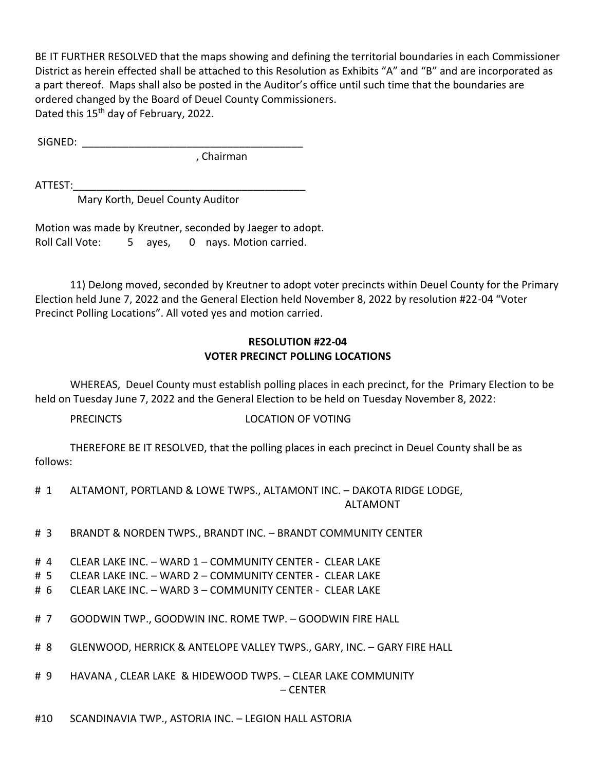BE IT FURTHER RESOLVED that the maps showing and defining the territorial boundaries in each Commissioner District as herein effected shall be attached to this Resolution as Exhibits "A" and "B" and are incorporated as a part thereof. Maps shall also be posted in the Auditor's office until such time that the boundaries are ordered changed by the Board of Deuel County Commissioners.
Dated this 15th day of February, 2022.

SIGNED: ______________________________________
, Chairman

ATTEST:________________________________________
Mary Korth, Deuel County Auditor

Motion was made by Kreutner, seconded by Jaeger to adopt.
Roll Call Vote: 5 ayes, 0 nays. Motion carried.

11) DeJong moved, seconded by Kreutner to adopt voter precincts within Deuel County for the Primary Election held June 7, 2022 and the General Election held November 8, 2022 by resolution #22-04 "Voter Precinct Polling Locations". All voted yes and motion carried.

**RESOLUTION #22-04**
**VOTER PRECINCT POLLING LOCATIONS**

WHEREAS, Deuel County must establish polling places in each precinct, for the Primary Election to be held on Tuesday June 7, 2022 and the General Election to be held on Tuesday November 8, 2022:

PRECINCTS LOCATION OF VOTING

THEREFORE BE IT RESOLVED, that the polling places in each precinct in Deuel County shall be as follows:

# 1 ALTAMONT, PORTLAND & LOWE TWPS., ALTAMONT INC. – DAKOTA RIDGE LODGE, ALTAMONT

# 3 BRANDT & NORDEN TWPS., BRANDT INC. – BRANDT COMMUNITY CENTER

# 4 CLEAR LAKE INC. – WARD 1 – COMMUNITY CENTER - CLEAR LAKE
# 5 CLEAR LAKE INC. – WARD 2 – COMMUNITY CENTER - CLEAR LAKE
# 6 CLEAR LAKE INC. – WARD 3 – COMMUNITY CENTER - CLEAR LAKE

# 7 GOODWIN TWP., GOODWIN INC. ROME TWP. – GOODWIN FIRE HALL

# 8 GLENWOOD, HERRICK & ANTELOPE VALLEY TWPS., GARY, INC. – GARY FIRE HALL

# 9 HAVANA , CLEAR LAKE & HIDEWOOD TWPS. – CLEAR LAKE COMMUNITY – CENTER

#10 SCANDINAVIA TWP., ASTORIA INC. – LEGION HALL ASTORIA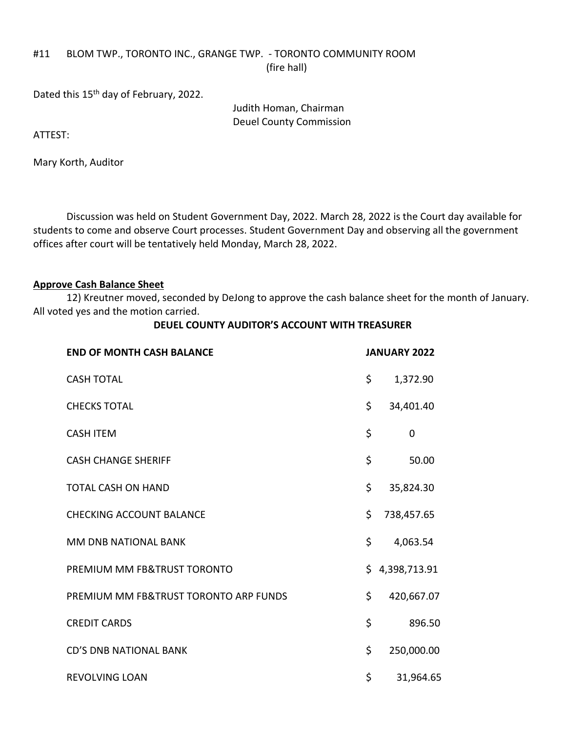#11 BLOM TWP., TORONTO INC., GRANGE TWP. - TORONTO COMMUNITY ROOM (fire hall)

Dated this 15th day of February, 2022.

Judith Homan, Chairman
Deuel County Commission

ATTEST:

Mary Korth, Auditor

Discussion was held on Student Government Day, 2022. March 28, 2022 is the Court day available for students to come and observe Court processes. Student Government Day and observing all the government offices after court will be tentatively held Monday, March 28, 2022.

**Approve Cash Balance Sheet**

12) Kreutner moved, seconded by DeJong to approve the cash balance sheet for the month of January. All voted yes and the motion carried.

**DEUEL COUNTY AUDITOR'S ACCOUNT WITH TREASURER**

| **END OF MONTH CASH BALANCE** | **JANUARY 2022** |
|---|---|
| CASH TOTAL | $ 1,372.90 |
| CHECKS TOTAL | $ 34,401.40 |
| CASH ITEM | $ 0 |
| CASH CHANGE SHERIFF | $ 50.00 |
| TOTAL CASH ON HAND | $ 35,824.30 |
| CHECKING ACCOUNT BALANCE | $ 738,457.65 |
| MM DNB NATIONAL BANK | $ 4,063.54 |
| PREMIUM MM FB&TRUST TORONTO | $ 4,398,713.91 |
| PREMIUM MM FB&TRUST TORONTO ARP FUNDS | $ 420,667.07 |
| CREDIT CARDS | $ 896.50 |
| CD'S DNB NATIONAL BANK | $ 250,000.00 |
| REVOLVING LOAN | $ 31,964.65 |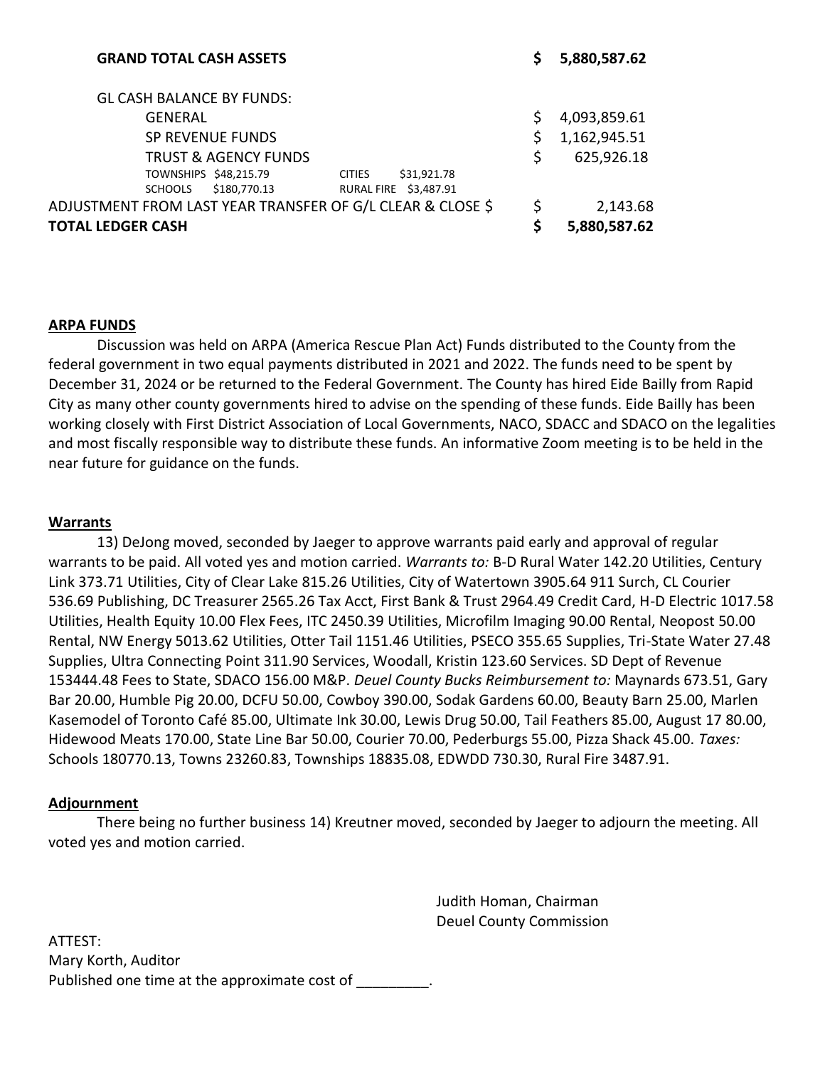| | | | |
|---|---|---|---|
| **GRAND TOTAL CASH ASSETS** | | **$** | **5,880,587.62** |
| GL CASH BALANCE BY FUNDS: | | | |
| GENERAL | | $ | 4,093,859.61 |
| SP REVENUE FUNDS | | $ | 1,162,945.51 |
| TRUST & AGENCY FUNDS | | $ | 625,926.18 |
| TOWNSHIPS $48,215.79 | CITIES $31,921.78 | | |
| SCHOOLS $180,770.13 | RURAL FIRE $3,487.91 | | |
| ADJUSTMENT FROM LAST YEAR TRANSFER OF G/L CLEAR & CLOSE $ | | $ | 2,143.68 |
| **TOTAL LEDGER CASH** | | **$** | **5,880,587.62** |

**ARPA FUNDS**

Discussion was held on ARPA (America Rescue Plan Act) Funds distributed to the County from the federal government in two equal payments distributed in 2021 and 2022. The funds need to be spent by December 31, 2024 or be returned to the Federal Government. The County has hired Eide Bailly from Rapid City as many other county governments hired to advise on the spending of these funds. Eide Bailly has been working closely with First District Association of Local Governments, NACO, SDACC and SDACO on the legalities and most fiscally responsible way to distribute these funds. An informative Zoom meeting is to be held in the near future for guidance on the funds.

**Warrants**

13) DeJong moved, seconded by Jaeger to approve warrants paid early and approval of regular warrants to be paid. All voted yes and motion carried. *Warrants to:* B-D Rural Water 142.20 Utilities, Century Link 373.71 Utilities, City of Clear Lake 815.26 Utilities, City of Watertown 3905.64 911 Surch, CL Courier 536.69 Publishing, DC Treasurer 2565.26 Tax Acct, First Bank & Trust 2964.49 Credit Card, H-D Electric 1017.58 Utilities, Health Equity 10.00 Flex Fees, ITC 2450.39 Utilities, Microfilm Imaging 90.00 Rental, Neopost 50.00 Rental, NW Energy 5013.62 Utilities, Otter Tail 1151.46 Utilities, PSECO 355.65 Supplies, Tri-State Water 27.48 Supplies, Ultra Connecting Point 311.90 Services, Woodall, Kristin 123.60 Services. SD Dept of Revenue 153444.48 Fees to State, SDACO 156.00 M&P. *Deuel County Bucks Reimbursement to:* Maynards 673.51, Gary Bar 20.00, Humble Pig 20.00, DCFU 50.00, Cowboy 390.00, Sodak Gardens 60.00, Beauty Barn 25.00, Marlen Kasemodel of Toronto Café 85.00, Ultimate Ink 30.00, Lewis Drug 50.00, Tail Feathers 85.00, August 17 80.00, Hidewood Meats 170.00, State Line Bar 50.00, Courier 70.00, Pederburgs 55.00, Pizza Shack 45.00. *Taxes:* Schools 180770.13, Towns 23260.83, Townships 18835.08, EDWDD 730.30, Rural Fire 3487.91.

**Adjournment**

There being no further business 14) Kreutner moved, seconded by Jaeger to adjourn the meeting. All voted yes and motion carried.

Judith Homan, Chairman
Deuel County Commission

ATTEST:
Mary Korth, Auditor
Published one time at the approximate cost of _________.